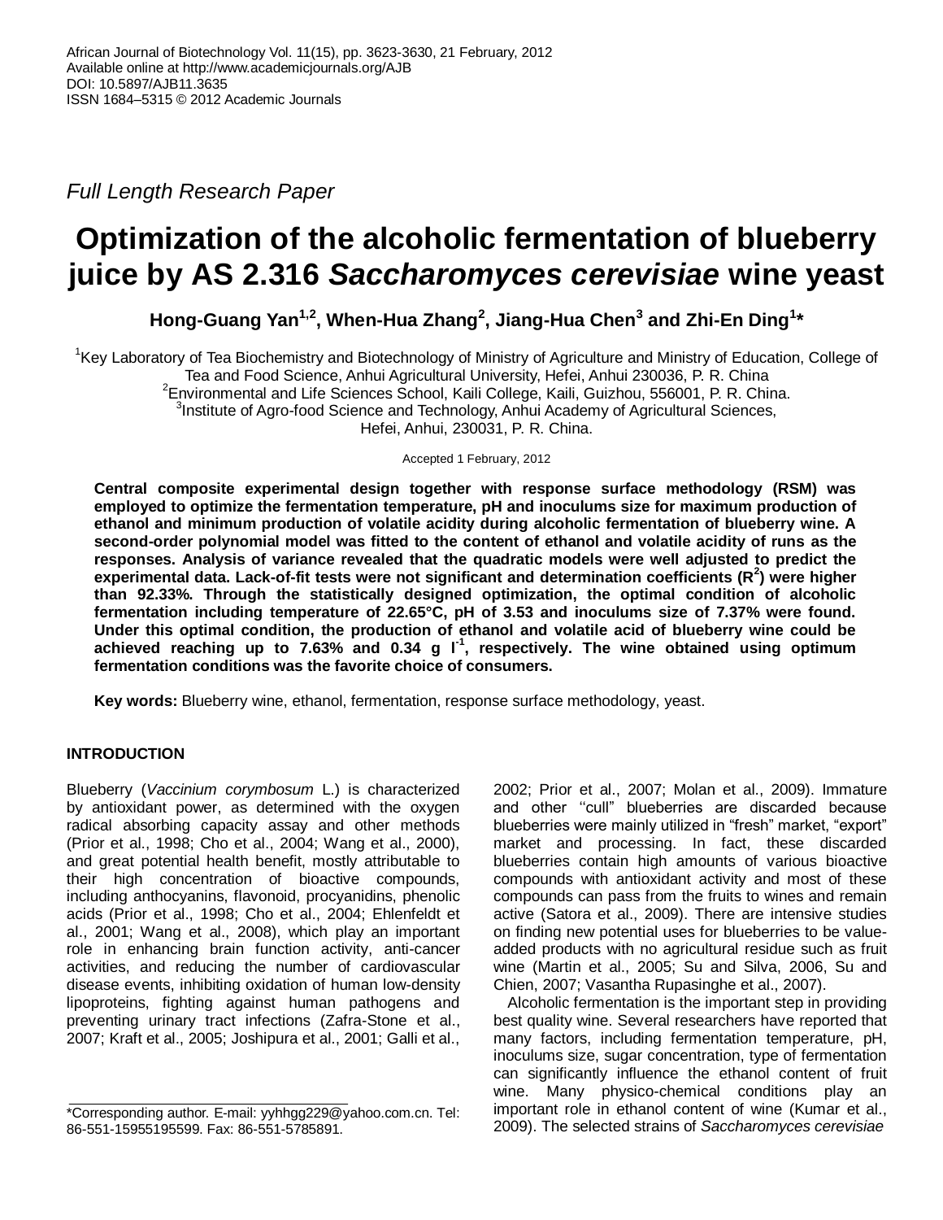African Journal of Biotechnology Vol. 11(15), pp. 3623-3630, 21 February, 2012
Available online at http://www.academicjournals.org/AJB
DOI: 10.5897/AJB11.3635
ISSN 1684–5315 © 2012 Academic Journals

*Full Length Research Paper*

# Optimization of the alcoholic fermentation of blueberry juice by AS 2.316 *Saccharomyces cerevisiae* wine yeast

**Hong-Guang Yan[1,2], When-Hua Zhang[2], Jiang-Hua Chen[3] and Zhi-En Ding[1]***

[1]Key Laboratory of Tea Biochemistry and Biotechnology of Ministry of Agriculture and Ministry of Education, College of Tea and Food Science, Anhui Agricultural University, Hefei, Anhui 230036, P. R. China
[2]Environmental and Life Sciences School, Kaili College, Kaili, Guizhou, 556001, P. R. China.
[3]Institute of Agro-food Science and Technology, Anhui Academy of Agricultural Sciences, Hefei, Anhui, 230031, P. R. China.

Accepted 1 February, 2012

**Central composite experimental design together with response surface methodology (RSM) was employed to optimize the fermentation temperature, pH and inoculums size for maximum production of ethanol and minimum production of volatile acidity during alcoholic fermentation of blueberry wine. A second-order polynomial model was fitted to the content of ethanol and volatile acidity of runs as the responses. Analysis of variance revealed that the quadratic models were well adjusted to predict the experimental data. Lack-of-fit tests were not significant and determination coefficients ($R^2$) were higher than 92.33%. Through the statistically designed optimization, the optimal condition of alcoholic fermentation including temperature of 22.65°C, pH of 3.53 and inoculums size of 7.37% were found. Under this optimal condition, the production of ethanol and volatile acid of blueberry wine could be achieved reaching up to 7.63% and 0.34 g $l^{-1}$, respectively. The wine obtained using optimum fermentation conditions was the favorite choice of consumers.**

**Key words:** Blueberry wine, ethanol, fermentation, response surface methodology, yeast.

## INTRODUCTION

Blueberry (*Vaccinium corymbosum* L.) is characterized by antioxidant power, as determined with the oxygen radical absorbing capacity assay and other methods (Prior et al., 1998; Cho et al., 2004; Wang et al., 2000), and great potential health benefit, mostly attributable to their high concentration of bioactive compounds, including anthocyanins, flavonoid, procyanidins, phenolic acids (Prior et al., 1998; Cho et al., 2004; Ehlenfeldt et al., 2001; Wang et al., 2008), which play an important role in enhancing brain function activity, anti-cancer activities, and reducing the number of cardiovascular disease events, inhibiting oxidation of human low-density lipoproteins, fighting against human pathogens and preventing urinary tract infections (Zafra-Stone et al., 2007; Kraft et al., 2005; Joshipura et al., 2001; Galli et al., 2002; Prior et al., 2007; Molan et al., 2009). Immature and other ''cull" blueberries are discarded because blueberries were mainly utilized in "fresh" market, "export" market and processing. In fact, these discarded blueberries contain high amounts of various bioactive compounds with antioxidant activity and most of these compounds can pass from the fruits to wines and remain active (Satora et al., 2009). There are intensive studies on finding new potential uses for blueberries to be value-added products with no agricultural residue such as fruit wine (Martin et al., 2005; Su and Silva, 2006, Su and Chien, 2007; Vasantha Rupasinghe et al., 2007).

Alcoholic fermentation is the important step in providing best quality wine. Several researchers have reported that many factors, including fermentation temperature, pH, inoculums size, sugar concentration, type of fermentation can significantly influence the ethanol content of fruit wine. Many physico-chemical conditions play an important role in ethanol content of wine (Kumar et al., 2009). The selected strains of *Saccharomyces cerevisiae*

*Corresponding author. E-mail: yyhhgg229@yahoo.com.cn. Tel: 86-551-15955195599. Fax: 86-551-5785891.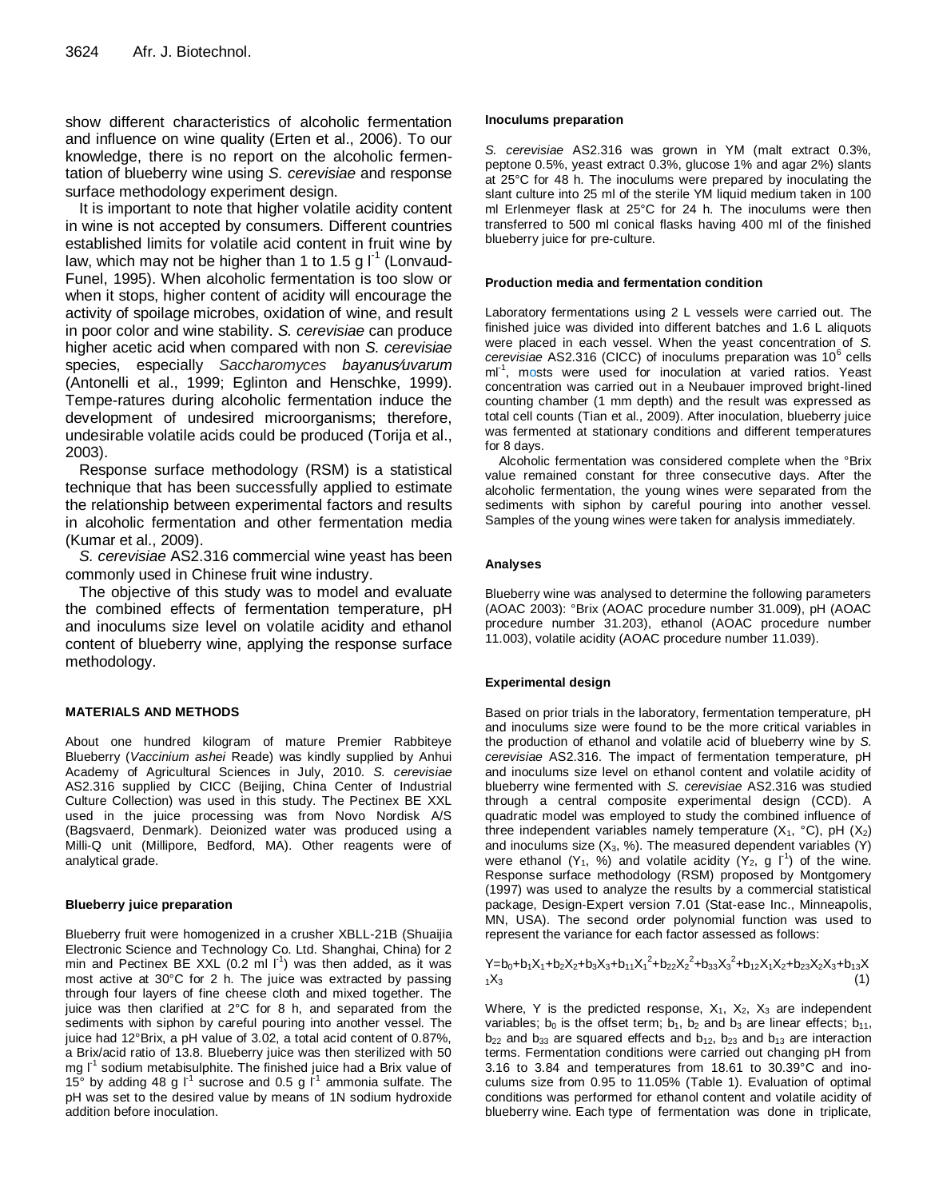show different characteristics of alcoholic fermentation and influence on wine quality (Erten et al., 2006). To our knowledge, there is no report on the alcoholic fermentation of blueberry wine using *S. cerevisiae* and response surface methodology experiment design.

It is important to note that higher volatile acidity content in wine is not accepted by consumers. Different countries established limits for volatile acid content in fruit wine by law, which may not be higher than 1 to 1.5 g $l^{-1}$ (Lonvaud-Funel, 1995). When alcoholic fermentation is too slow or when it stops, higher content of acidity will encourage the activity of spoilage microbes, oxidation of wine, and result in poor color and wine stability. *S. cerevisiae* can produce higher acetic acid when compared with non *S. cerevisiae* species, especially *Saccharomyces bayanus/uvarum* (Antonelli et al., 1999; Eglinton and Henschke, 1999). Tempe-ratures during alcoholic fermentation induce the development of undesired microorganisms; therefore, undesirable volatile acids could be produced (Torija et al., 2003).

Response surface methodology (RSM) is a statistical technique that has been successfully applied to estimate the relationship between experimental factors and results in alcoholic fermentation and other fermentation media (Kumar et al., 2009).

*S. cerevisiae* AS2.316 commercial wine yeast has been commonly used in Chinese fruit wine industry.

The objective of this study was to model and evaluate the combined effects of fermentation temperature, pH and inoculums size level on volatile acidity and ethanol content of blueberry wine, applying the response surface methodology.

## MATERIALS AND METHODS

About one hundred kilogram of mature Premier Rabbiteye Blueberry (*Vaccinium ashei* Reade) was kindly supplied by Anhui Academy of Agricultural Sciences in July, 2010. *S. cerevisiae* AS2.316 supplied by CICC (Beijing, China Center of Industrial Culture Collection) was used in this study. The Pectinex BE XXL used in the juice processing was from Novo Nordisk A/S (Bagsvaerd, Denmark). Deionized water was produced using a Milli-Q unit (Millipore, Bedford, MA). Other reagents were of analytical grade.

### Blueberry juice preparation

Blueberry fruit were homogenized in a crusher XBLL-21B (Shuaijia Electronic Science and Technology Co. Ltd. Shanghai, China) for 2 min and Pectinex BE XXL (0.2 ml $l^{-1}$) was then added, as it was most active at 30°C for 2 h. The juice was extracted by passing through four layers of fine cheese cloth and mixed together. The juice was then clarified at 2°C for 8 h, and separated from the sediments with siphon by careful pouring into another vessel. The juice had 12°Brix, a pH value of 3.02, a total acid content of 0.87%, a Brix/acid ratio of 13.8. Blueberry juice was then sterilized with 50 mg $l^{-1}$ sodium metabisulphite. The finished juice had a Brix value of 15° by adding 48 g $l^{-1}$ sucrose and 0.5 g $l^{-1}$ ammonia sulfate. The pH was set to the desired value by means of 1N sodium hydroxide addition before inoculation.

### Inoculums preparation

*S. cerevisiae* AS2.316 was grown in YM (malt extract 0.3%, peptone 0.5%, yeast extract 0.3%, glucose 1% and agar 2%) slants at 25°C for 48 h. The inoculums were prepared by inoculating the slant culture into 25 ml of the sterile YM liquid medium taken in 100 ml Erlenmeyer flask at 25°C for 24 h. The inoculums were then transferred to 500 ml conical flasks having 400 ml of the finished blueberry juice for pre-culture.

### Production media and fermentation condition

Laboratory fermentations using 2 L vessels were carried out. The finished juice was divided into different batches and 1.6 L aliquots were placed in each vessel. When the yeast concentration of *S. cerevisiae* AS2.316 (CICC) of inoculums preparation was $10^6$ cells $ml^{-1}$, mosts were used for inoculation at varied ratios. Yeast concentration was carried out in a Neubauer improved bright-lined counting chamber (1 mm depth) and the result was expressed as total cell counts (Tian et al., 2009). After inoculation, blueberry juice was fermented at stationary conditions and different temperatures for 8 days.

Alcoholic fermentation was considered complete when the °Brix value remained constant for three consecutive days. After the alcoholic fermentation, the young wines were separated from the sediments with siphon by careful pouring into another vessel. Samples of the young wines were taken for analysis immediately.

### Analyses

Blueberry wine was analysed to determine the following parameters (AOAC 2003): °Brix (AOAC procedure number 31.009), pH (AOAC procedure number 31.203), ethanol (AOAC procedure number 11.003), volatile acidity (AOAC procedure number 11.039).

### Experimental design

Based on prior trials in the laboratory, fermentation temperature, pH and inoculums size were found to be the more critical variables in the production of ethanol and volatile acid of blueberry wine by *S. cerevisiae* AS2.316. The impact of fermentation temperature, pH and inoculums size level on ethanol content and volatile acidity of blueberry wine fermented with *S. cerevisiae* AS2.316 was studied through a central composite experimental design (CCD). A quadratic model was employed to study the combined influence of three independent variables namely temperature ($X_1$, °C), pH ($X_2$) and inoculums size ($X_3$, %). The measured dependent variables (Y) were ethanol ($Y_1$, %) and volatile acidity ($Y_2$, g $l^{-1}$) of the wine. Response surface methodology (RSM) proposed by Montgomery (1997) was used to analyze the results by a commercial statistical package, Design-Expert version 7.01 (Stat-ease Inc., Minneapolis, MN, USA). The second order polynomial function was used to represent the variance for each factor assessed as follows:

$$Y=b_0+b_1X_1+b_2X_2+b_3X_3+b_{11}X_1^2+b_{22}X_2^2+b_{33}X_3^2+b_{12}X_1X_2+b_{23}X_2X_3+b_{13}X_1X_3 \quad (1)$$

Where, Y is the predicted response, $X_1$, $X_2$, $X_3$ are independent variables; $b_0$ is the offset term; $b_1$, $b_2$ and $b_3$ are linear effects; $b_{11}$, $b_{22}$ and $b_{33}$ are squared effects and $b_{12}$, $b_{23}$ and $b_{13}$ are interaction terms. Fermentation conditions were carried out changing pH from 3.16 to 3.84 and temperatures from 18.61 to 30.39°C and inoculums size from 0.95 to 11.05% (Table 1). Evaluation of optimal conditions was performed for ethanol content and volatile acidity of blueberry wine. Each type of fermentation was done in triplicate,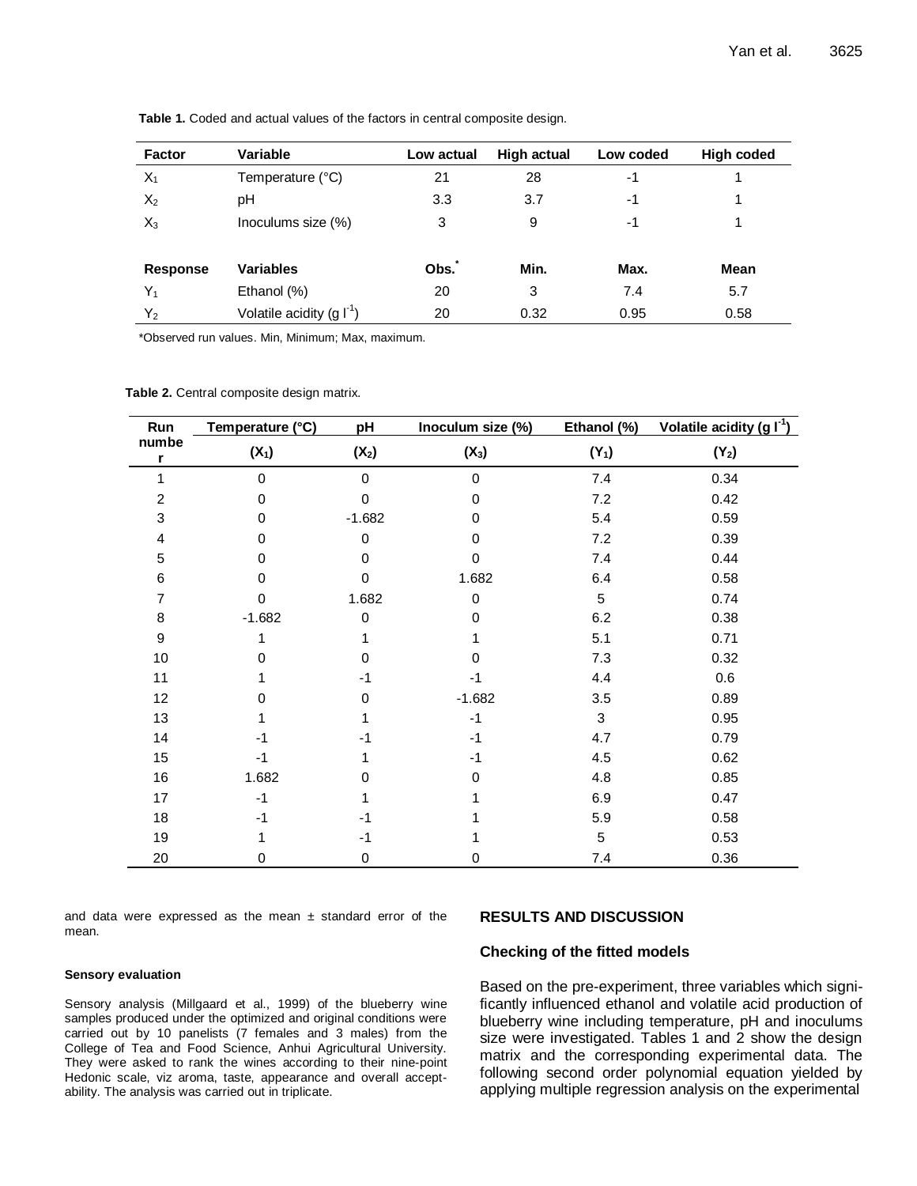**Table 1.** Coded and actual values of the factors in central composite design.

| Factor | Variable | Low actual | High actual | Low coded | High coded |
|---|---|---|---|---|---|
| $X_1$ | Temperature (°C) | 21 | 28 | -1 | 1 |
| $X_2$ | pH | 3.3 | 3.7 | -1 | 1 |
| $X_3$ | Inoculums size (%) | 3 | 9 | -1 | 1 |
| **Response** | **Variables** | **Obs.*** | **Min.** | **Max.** | **Mean** |
| $Y_1$ | Ethanol (%) | 20 | 3 | 7.4 | 5.7 |
| $Y_2$ | Volatile acidity (g $l^{-1}$) | 20 | 0.32 | 0.95 | 0.58 |

*Observed run values. Min, Minimum; Max, maximum.

**Table 2.** Central composite design matrix.

| Run number | Temperature (°C) | pH | Inoculum size (%) | Ethanol (%) | Volatile acidity (g $l^{-1}$) |
|---|---|---|---|---|---|
| | ($X_1$) | ($X_2$) | ($X_3$) | ($Y_1$) | ($Y_2$) |
| 1 | 0 | 0 | 0 | 7.4 | 0.34 |
| 2 | 0 | 0 | 0 | 7.2 | 0.42 |
| 3 | 0 | -1.682 | 0 | 5.4 | 0.59 |
| 4 | 0 | 0 | 0 | 7.2 | 0.39 |
| 5 | 0 | 0 | 0 | 7.4 | 0.44 |
| 6 | 0 | 0 | 1.682 | 6.4 | 0.58 |
| 7 | 0 | 1.682 | 0 | 5 | 0.74 |
| 8 | -1.682 | 0 | 0 | 6.2 | 0.38 |
| 9 | 1 | 1 | 1 | 5.1 | 0.71 |
| 10 | 0 | 0 | 0 | 7.3 | 0.32 |
| 11 | 1 | -1 | -1 | 4.4 | 0.6 |
| 12 | 0 | 0 | -1.682 | 3.5 | 0.89 |
| 13 | 1 | 1 | -1 | 3 | 0.95 |
| 14 | -1 | -1 | -1 | 4.7 | 0.79 |
| 15 | -1 | 1 | -1 | 4.5 | 0.62 |
| 16 | 1.682 | 0 | 0 | 4.8 | 0.85 |
| 17 | -1 | 1 | 1 | 6.9 | 0.47 |
| 18 | -1 | -1 | 1 | 5.9 | 0.58 |
| 19 | 1 | -1 | 1 | 5 | 0.53 |
| 20 | 0 | 0 | 0 | 7.4 | 0.36 |

and data were expressed as the mean ± standard error of the mean.

#### Sensory evaluation

Sensory analysis (Millgaard et al., 1999) of the blueberry wine samples produced under the optimized and original conditions were carried out by 10 panelists (7 females and 3 males) from the College of Tea and Food Science, Anhui Agricultural University. They were asked to rank the wines according to their nine-point Hedonic scale, viz aroma, taste, appearance and overall acceptability. The analysis was carried out in triplicate.

## RESULTS AND DISCUSSION

### Checking of the fitted models

Based on the pre-experiment, three variables which significantly influenced ethanol and volatile acid production of blueberry wine including temperature, pH and inoculums size were investigated. Tables 1 and 2 show the design matrix and the corresponding experimental data. The following second order polynomial equation yielded by applying multiple regression analysis on the experimental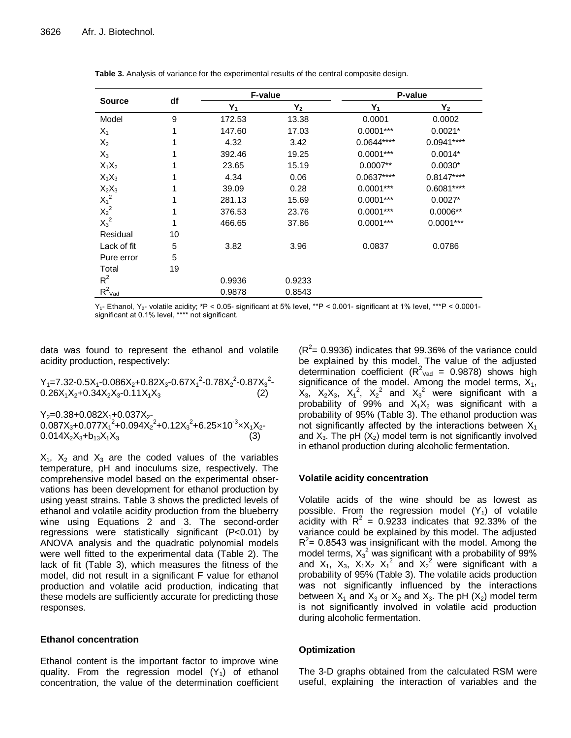**Table 3.** Analysis of variance for the experimental results of the central composite design.

| Source | df | F-value | | P-value | |
|---|---|---|---|---|---|
| | | $Y_1$ | $Y_2$ | $Y_1$ | $Y_2$ |
| Model | 9 | 172.53 | 13.38 | 0.0001 | 0.0002 |
| $X_1$ | 1 | 147.60 | 17.03 | 0.0001*** | 0.0021* |
| $X_2$ | 1 | 4.32 | 3.42 | 0.0644**** | 0.0941**** |
| $X_3$ | 1 | 392.46 | 19.25 | 0.0001*** | 0.0014* |
| $X_1X_2$ | 1 | 23.65 | 15.19 | 0.0007** | 0.0030* |
| $X_1X_3$ | 1 | 4.34 | 0.06 | 0.0637**** | 0.8147**** |
| $X_2X_3$ | 1 | 39.09 | 0.28 | 0.0001*** | 0.6081**** |
| $X_1^2$ | 1 | 281.13 | 15.69 | 0.0001*** | 0.0027* |
| $X_2^2$ | 1 | 376.53 | 23.76 | 0.0001*** | 0.0006** |
| $X_3^2$ | 1 | 466.65 | 37.86 | 0.0001*** | 0.0001*** |
| Residual | 10 | | | | |
| Lack of fit | 5 | 3.82 | 3.96 | 0.0837 | 0.0786 |
| Pure error | 5 | | | | |
| Total | 19 | | | | |
| $R^2$ | | 0.9936 | 0.9233 | | |
| $R^2_{Vad}$ | | 0.9878 | 0.8543 | | |

$Y_1$- Ethanol, $Y_2$- volatile acidity; *P < 0.05- significant at 5% level, **P < 0.001- significant at 1% level, ***P < 0.0001- significant at 0.1% level, **** not significant.

data was found to represent the ethanol and volatile acidity production, respectively:

$$Y_1=7.32-0.5X_1-0.086X_2+0.82X_3-0.67X_1^2-0.78X_2^2-0.87X_3^2-0.26X_1X_2+0.34X_2X_3-0.11X_1X_3 \quad (2)$$

$$Y_2=0.38+0.082X_1+0.037X_2-0.087X_3+0.077X_1^2+0.094X_2^2+0.12X_3^2+6.25\times10^{-3}\times X_1X_2-0.014X_2X_3+b_{13}X_1X_3 \quad (3)$$

$X_1$, $X_2$ and $X_3$ are the coded values of the variables temperature, pH and inoculums size, respectively. The comprehensive model based on the experimental observations has been development for ethanol production by using yeast strains. Table 3 shows the predicted levels of ethanol and volatile acidity production from the blueberry wine using Equations 2 and 3. The second-order regressions were statistically significant (P<0.01) by ANOVA analysis and the quadratic polynomial models were well fitted to the experimental data (Table 2). The lack of fit (Table 3), which measures the fitness of the model, did not result in a significant F value for ethanol production and volatile acid production, indicating that these models are sufficiently accurate for predicting those responses.

### Ethanol concentration

Ethanol content is the important factor to improve wine quality. From the regression model ($Y_1$) of ethanol concentration, the value of the determination coefficient ($R^2$= 0.9936) indicates that 99.36% of the variance could be explained by this model. The value of the adjusted determination coefficient ($R^2_{Vad}$ = 0.9878) shows high significance of the model. Among the model terms, $X_1$, $X_3$, $X_2X_3$, $X_1^2$, $X_2^2$ and $X_3^2$ were significant with a probability of 99% and $X_1X_2$ was significant with a probability of 95% (Table 3). The ethanol production was not significantly affected by the interactions between $X_1$ and $X_3$. The pH ($X_2$) model term is not significantly involved in ethanol production during alcoholic fermentation.

### Volatile acidity concentration

Volatile acids of the wine should be as lowest as possible. From the regression model ($Y_1$) of volatile acidity with $R^2$ = 0.9233 indicates that 92.33% of the variance could be explained by this model. The adjusted $R^2$= 0.8543 was insignificant with the model. Among the model terms, $X_3^2$ was significant with a probability of 99% and $X_1$, $X_3$, $X_1X_2$ $X_1^2$ and $X_2^2$ were significant with a probability of 95% (Table 3). The volatile acids production was not significantly influenced by the interactions between $X_1$ and $X_3$ or $X_2$ and $X_3$. The pH ($X_2$) model term is not significantly involved in volatile acid production during alcoholic fermentation.

### Optimization

The 3-D graphs obtained from the calculated RSM were useful, explaining the interaction of variables and the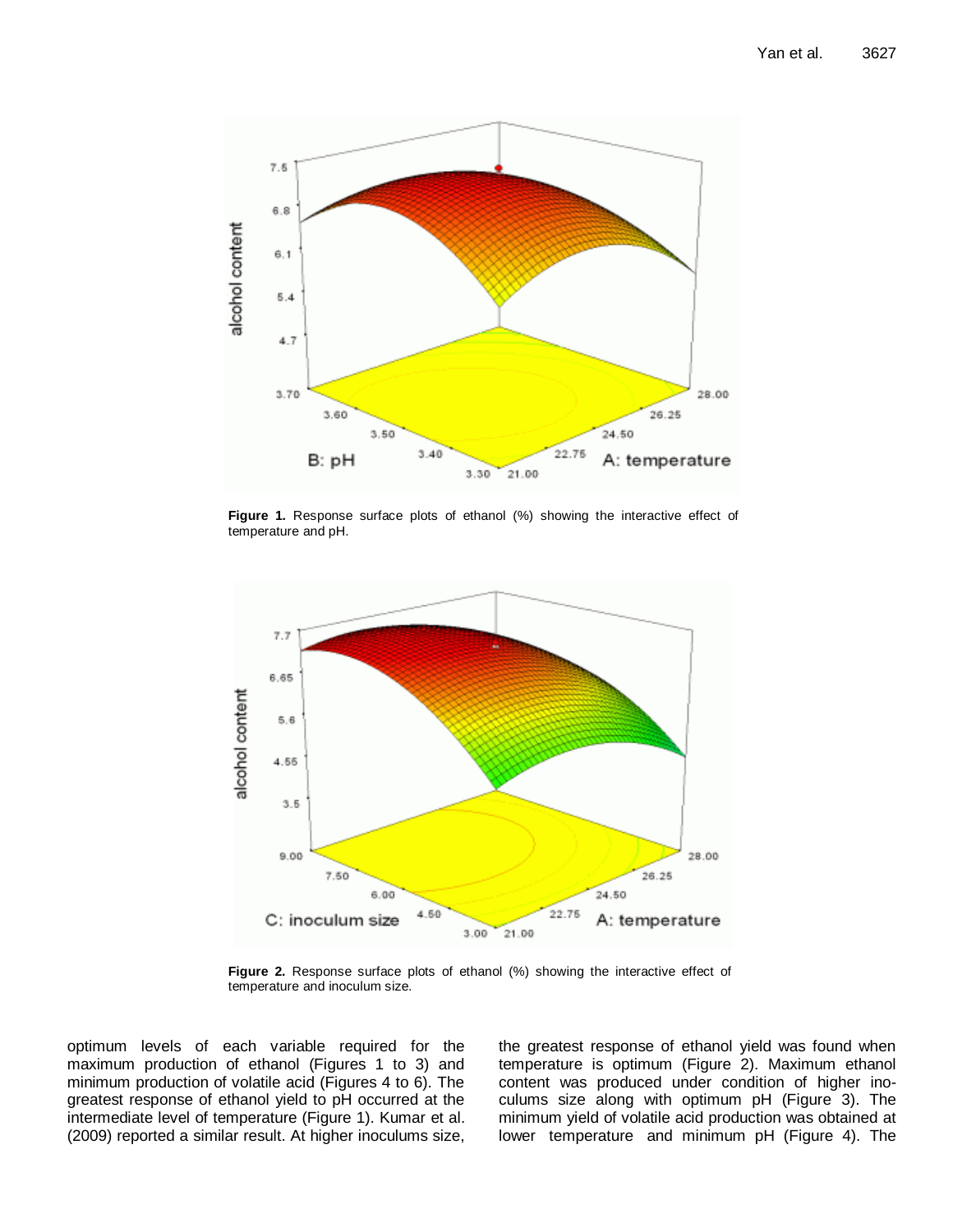Figure 1. Response surface plots of ethanol (%) showing the interactive effect of temperature and pH.

Figure 2. Response surface plots of ethanol (%) showing the interactive effect of temperature and inoculum size.

optimum levels of each variable required for the maximum production of ethanol (Figures 1 to 3) and minimum production of volatile acid (Figures 4 to 6). The greatest response of ethanol yield to pH occurred at the intermediate level of temperature (Figure 1). Kumar et al. (2009) reported a similar result. At higher inoculums size, the greatest response of ethanol yield was found when temperature is optimum (Figure 2). Maximum ethanol content was produced under condition of higher inoculums size along with optimum pH (Figure 3). The minimum yield of volatile acid production was obtained at lower temperature and minimum pH (Figure 4). The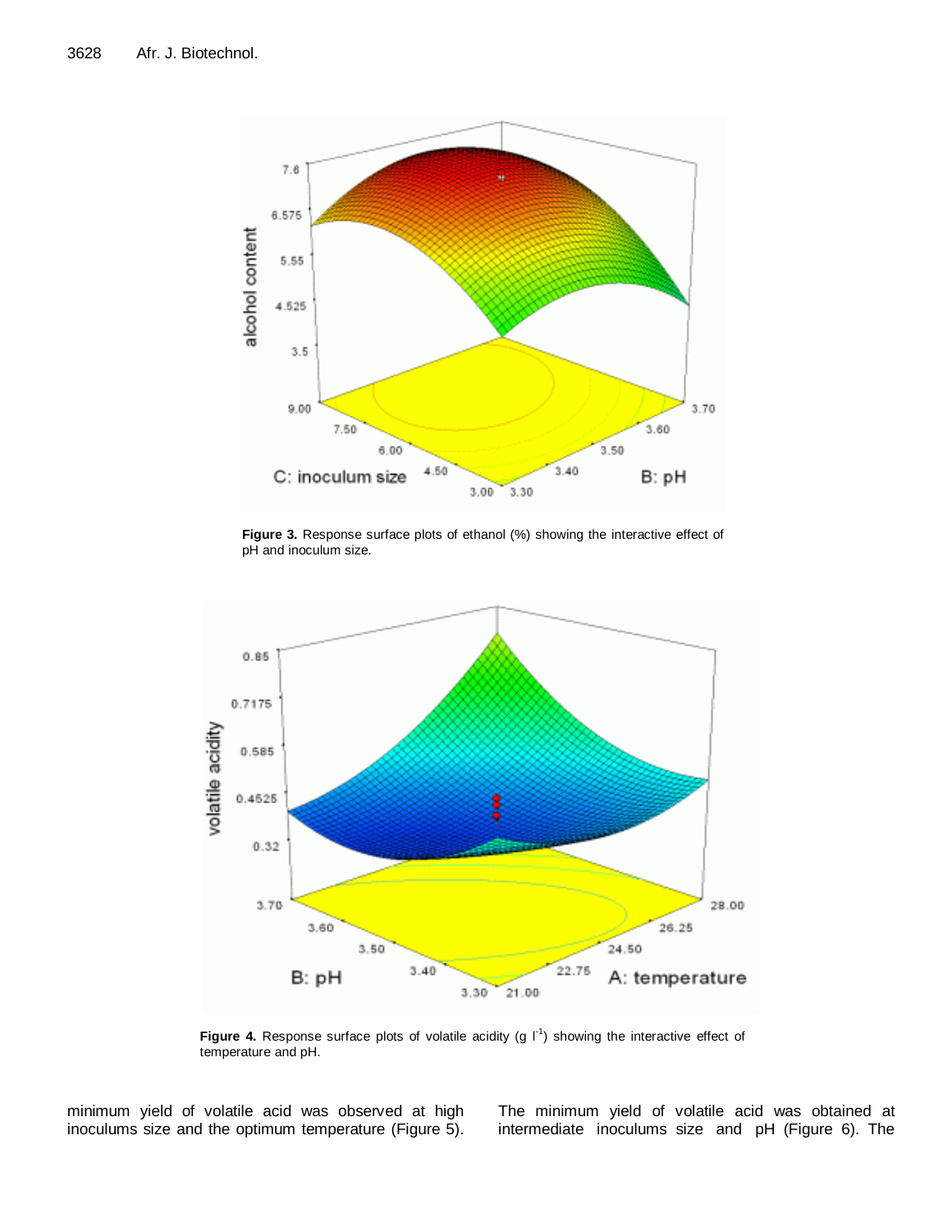**Figure 3.** Response surface plots of ethanol (%) showing the interactive effect of pH and inoculum size.

**Figure 4.** Response surface plots of volatile acidity (g $l^{-1}$) showing the interactive effect of temperature and pH.

minimum yield of volatile acid was observed at high inoculums size and the optimum temperature (Figure 5). The minimum yield of volatile acid was obtained at intermediate inoculums size and pH (Figure 6). The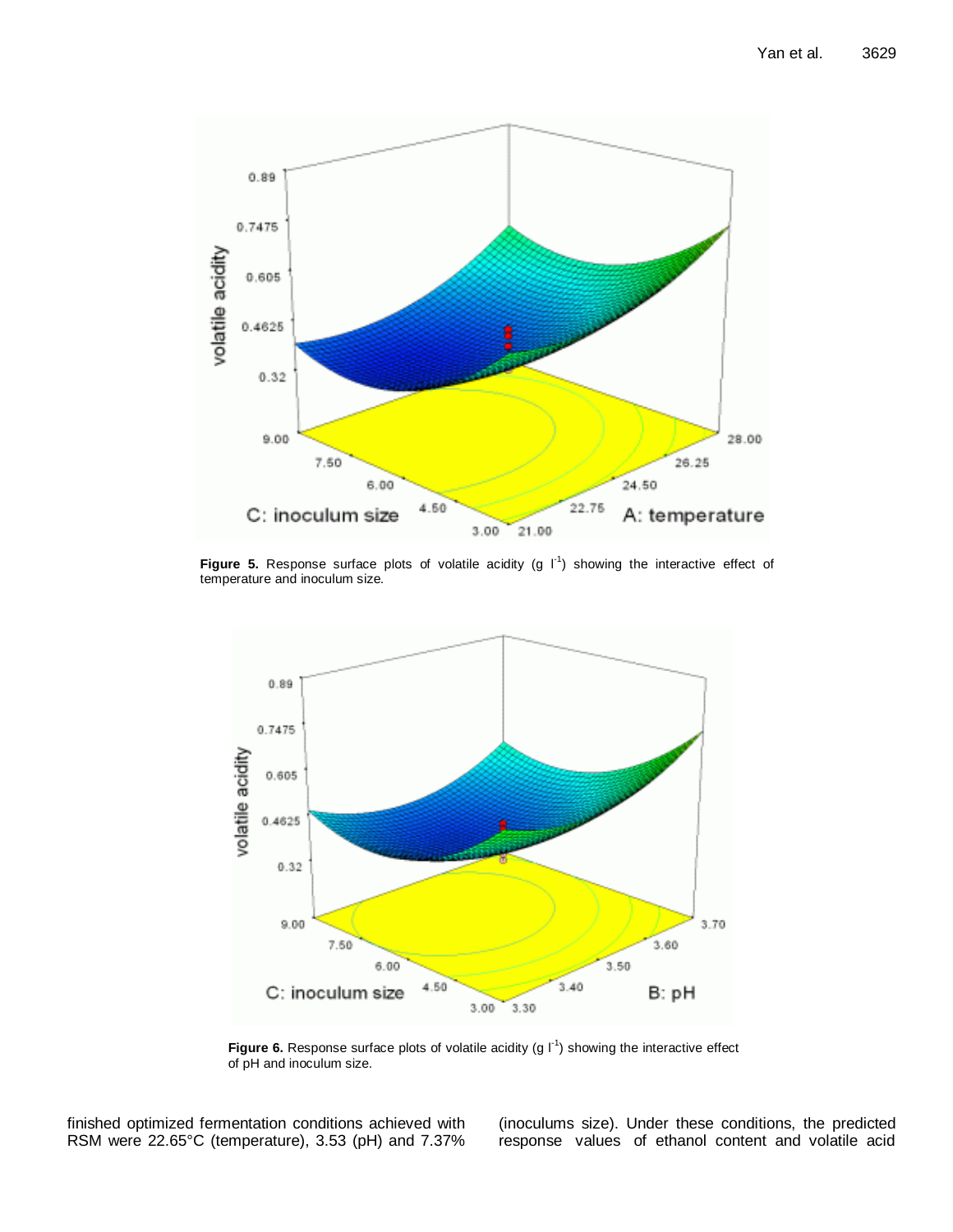Figure 5. Response surface plots of volatile acidity (g $l^{-1}$) showing the interactive effect of temperature and inoculum size.

Figure 6. Response surface plots of volatile acidity (g $l^{-1}$) showing the interactive effect of pH and inoculum size.

finished optimized fermentation conditions achieved with RSM were 22.65°C (temperature), 3.53 (pH) and 7.37% (inoculums size). Under these conditions, the predicted response values of ethanol content and volatile acid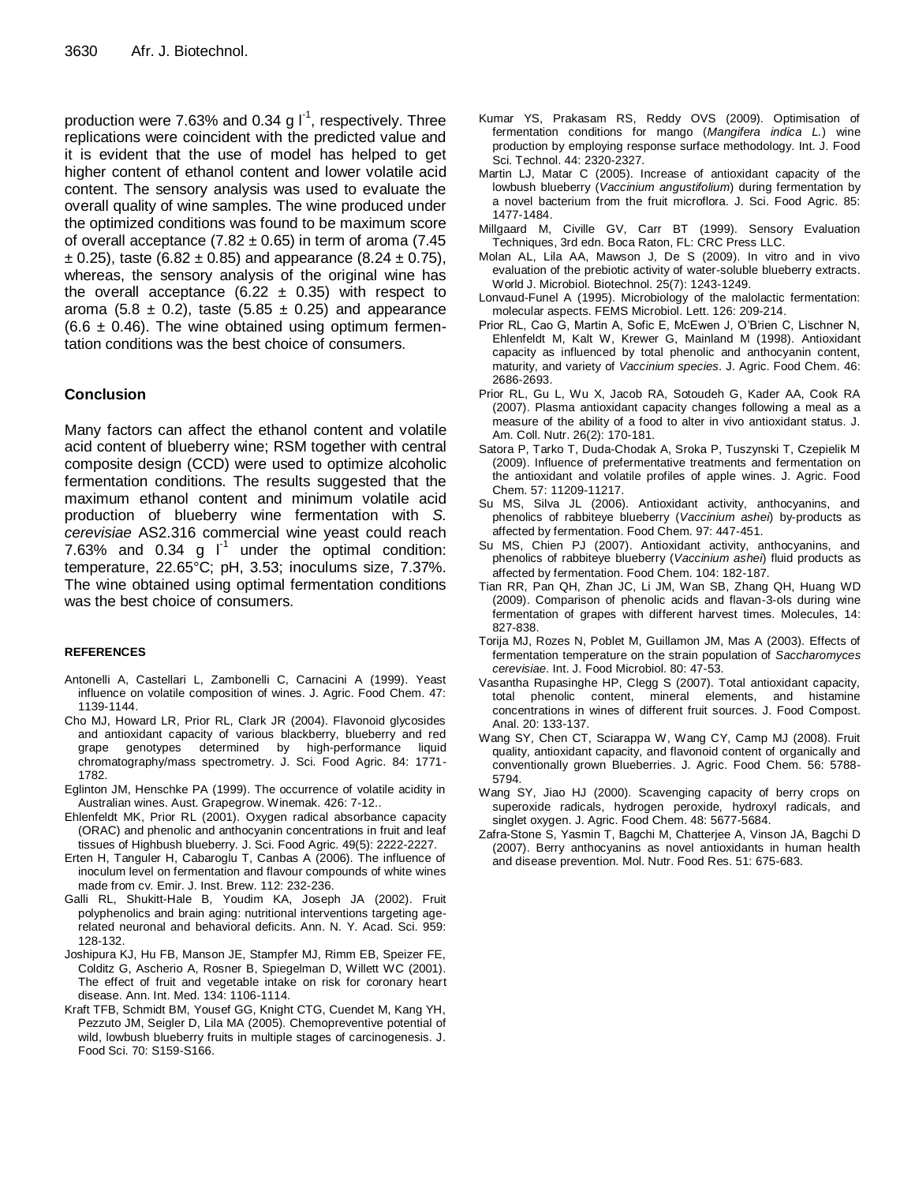production were 7.63% and 0.34 g $l^{-1}$, respectively. Three replications were coincident with the predicted value and it is evident that the use of model has helped to get higher content of ethanol content and lower volatile acid content. The sensory analysis was used to evaluate the overall quality of wine samples. The wine produced under the optimized conditions was found to be maximum score of overall acceptance (7.82 ± 0.65) in term of aroma (7.45 ± 0.25), taste (6.82 ± 0.85) and appearance (8.24 ± 0.75), whereas, the sensory analysis of the original wine has the overall acceptance (6.22 ± 0.35) with respect to aroma (5.8 ± 0.2), taste (5.85 ± 0.25) and appearance (6.6 ± 0.46). The wine obtained using optimum fermentation conditions was the best choice of consumers.

## Conclusion

Many factors can affect the ethanol content and volatile acid content of blueberry wine; RSM together with central composite design (CCD) were used to optimize alcoholic fermentation conditions. The results suggested that the maximum ethanol content and minimum volatile acid production of blueberry wine fermentation with *S. cerevisiae* AS2.316 commercial wine yeast could reach 7.63% and 0.34 g $l^{-1}$ under the optimal condition: temperature, 22.65°C; pH, 3.53; inoculums size, 7.37%. The wine obtained using optimal fermentation conditions was the best choice of consumers.

## REFERENCES

Antonelli A, Castellari L, Zambonelli C, Carnacini A (1999). Yeast influence on volatile composition of wines. J. Agric. Food Chem. 47: 1139-1144.

Cho MJ, Howard LR, Prior RL, Clark JR (2004). Flavonoid glycosides and antioxidant capacity of various blackberry, blueberry and red grape genotypes determined by high-performance liquid chromatography/mass spectrometry. J. Sci. Food Agric. 84: 1771-1782.

Eglinton JM, Henschke PA (1999). The occurrence of volatile acidity in Australian wines. Aust. Grapegrow. Winemak. 426: 7-12..

Ehlenfeldt MK, Prior RL (2001). Oxygen radical absorbance capacity (ORAC) and phenolic and anthocyanin concentrations in fruit and leaf tissues of Highbush blueberry. J. Sci. Food Agric. 49(5): 2222-2227.

Erten H, Tanguler H, Cabaroglu T, Canbas A (2006). The influence of inoculum level on fermentation and flavour compounds of white wines made from cv. Emir. J. Inst. Brew. 112: 232-236.

Galli RL, Shukitt-Hale B, Youdim KA, Joseph JA (2002). Fruit polyphenolics and brain aging: nutritional interventions targeting age-related neuronal and behavioral deficits. Ann. N. Y. Acad. Sci. 959: 128-132.

Joshipura KJ, Hu FB, Manson JE, Stampfer MJ, Rimm EB, Speizer FE, Colditz G, Ascherio A, Rosner B, Spiegelman D, Willett WC (2001). The effect of fruit and vegetable intake on risk for coronary heart disease. Ann. Int. Med. 134: 1106-1114.

Kraft TFB, Schmidt BM, Yousef GG, Knight CTG, Cuendet M, Kang YH, Pezzuto JM, Seigler D, Lila MA (2005). Chemopreventive potential of wild, lowbush blueberry fruits in multiple stages of carcinogenesis. J. Food Sci. 70: S159-S166.

Kumar YS, Prakasam RS, Reddy OVS (2009). Optimisation of fermentation conditions for mango (*Mangifera indica L.*) wine production by employing response surface methodology. Int. J. Food Sci. Technol. 44: 2320-2327.

Martin LJ, Matar C (2005). Increase of antioxidant capacity of the lowbush blueberry (*Vaccinium angustifolium*) during fermentation by a novel bacterium from the fruit microflora. J. Sci. Food Agric. 85: 1477-1484.

Millgaard M, Civille GV, Carr BT (1999). Sensory Evaluation Techniques, 3rd edn. Boca Raton, FL: CRC Press LLC.

Molan AL, Lila AA, Mawson J, De S (2009). In vitro and in vivo evaluation of the prebiotic activity of water-soluble blueberry extracts. World J. Microbiol. Biotechnol. 25(7): 1243-1249.

Lonvaud-Funel A (1995). Microbiology of the malolactic fermentation: molecular aspects. FEMS Microbiol. Lett. 126: 209-214.

Prior RL, Cao G, Martin A, Sofic E, McEwen J, O'Brien C, Lischner N, Ehlenfeldt M, Kalt W, Krewer G, Mainland M (1998). Antioxidant capacity as influenced by total phenolic and anthocyanin content, maturity, and variety of *Vaccinium species*. J. Agric. Food Chem. 46: 2686-2693.

Prior RL, Gu L, Wu X, Jacob RA, Sotoudeh G, Kader AA, Cook RA (2007). Plasma antioxidant capacity changes following a meal as a measure of the ability of a food to alter in vivo antioxidant status. J. Am. Coll. Nutr. 26(2): 170-181.

Satora P, Tarko T, Duda-Chodak A, Sroka P, Tuszynski T, Czepielik M (2009). Influence of prefermentative treatments and fermentation on the antioxidant and volatile profiles of apple wines. J. Agric. Food Chem. 57: 11209-11217.

Su MS, Silva JL (2006). Antioxidant activity, anthocyanins, and phenolics of rabbiteye blueberry (*Vaccinium ashei*) by-products as affected by fermentation. Food Chem. 97: 447-451.

Su MS, Chien PJ (2007). Antioxidant activity, anthocyanins, and phenolics of rabbiteye blueberry (*Vaccinium ashei*) fluid products as affected by fermentation. Food Chem. 104: 182-187.

Tian RR, Pan QH, Zhan JC, Li JM, Wan SB, Zhang QH, Huang WD (2009). Comparison of phenolic acids and flavan-3-ols during wine fermentation of grapes with different harvest times. Molecules, 14: 827-838.

Torija MJ, Rozes N, Poblet M, Guillamon JM, Mas A (2003). Effects of fermentation temperature on the strain population of *Saccharomyces cerevisiae*. Int. J. Food Microbiol. 80: 47-53.

Vasantha Rupasinghe HP, Clegg S (2007). Total antioxidant capacity, total phenolic content, mineral elements, and histamine concentrations in wines of different fruit sources. J. Food Compost. Anal. 20: 133-137.

Wang SY, Chen CT, Sciarappa W, Wang CY, Camp MJ (2008). Fruit quality, antioxidant capacity, and flavonoid content of organically and conventionally grown Blueberries. J. Agric. Food Chem. 56: 5788-5794.

Wang SY, Jiao HJ (2000). Scavenging capacity of berry crops on superoxide radicals, hydrogen peroxide, hydroxyl radicals, and singlet oxygen. J. Agric. Food Chem. 48: 5677-5684.

Zafra-Stone S, Yasmin T, Bagchi M, Chatterjee A, Vinson JA, Bagchi D (2007). Berry anthocyanins as novel antioxidants in human health and disease prevention. Mol. Nutr. Food Res. 51: 675-683.